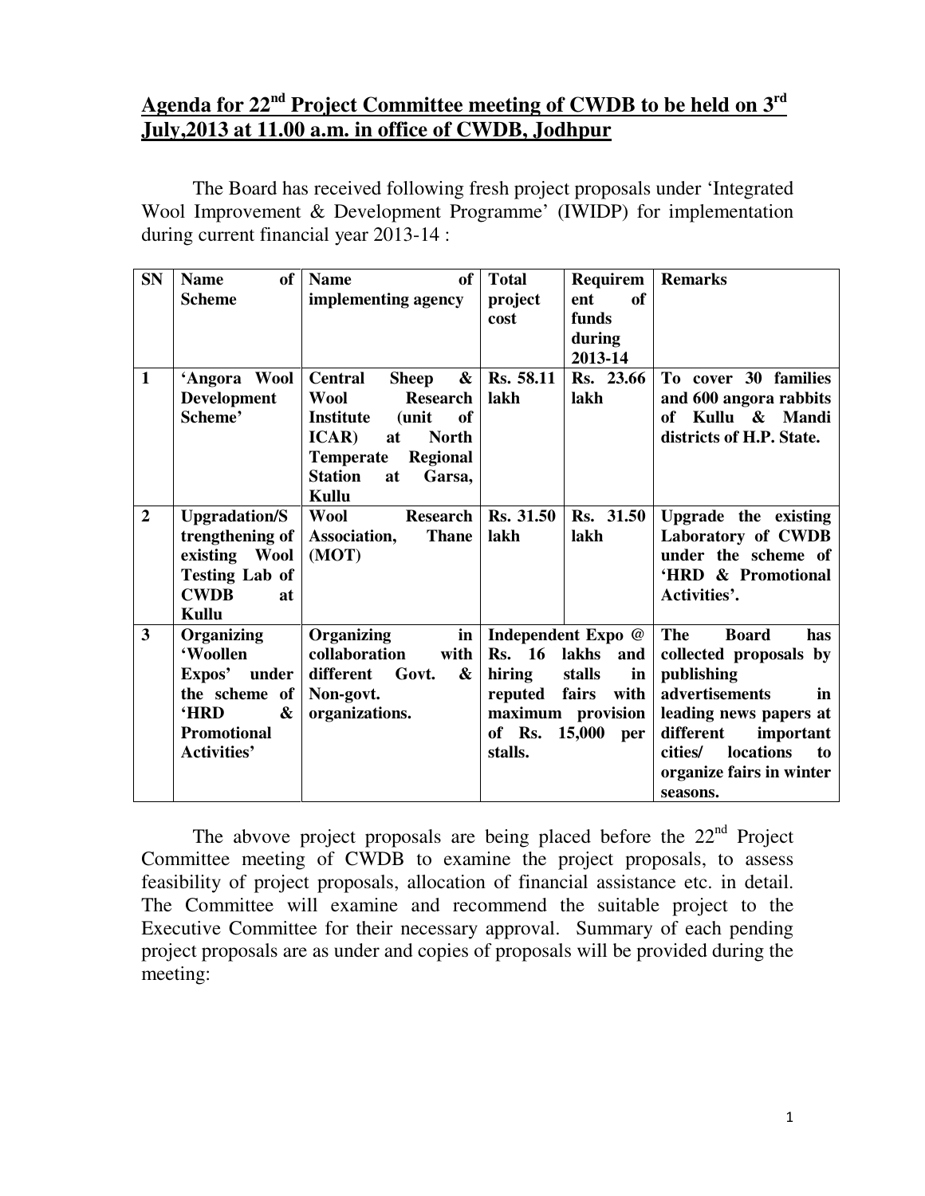# Agenda for 22nd Project Committee meeting of CWDB to be held on 3rd July,2013 at 11.00 a.m. in office of CWDB, Jodhpur

The Board has received following fresh project proposals under 'Integrated Wool Improvement & Development Programme' (IWIDP) for implementation during current financial year 2013-14 :

| SN | Name of Scheme | Name of implementing agency | Total project cost | Requirement of funds during 2013-14 | Remarks |
|---|---|---|---|---|---|
| **1** | **'Angora Wool Development Scheme'** | **Central Sheep & Wool Research Institute (unit of ICAR) at North Temperate Regional Station at Garsa, Kullu** | **Rs. 58.11 lakh** | **Rs. 23.66 lakh** | **To cover 30 families and 600 angora rabbits of Kullu & Mandi districts of H.P. State.** |
| **2** | **Upgradation/Strengthening of existing Wool Testing Lab of CWDB at Kullu** | **Wool Research Association, Thane (MOT)** | **Rs. 31.50 lakh** | **Rs. 31.50 lakh** | **Upgrade the existing Laboratory of CWDB under the scheme of 'HRD & Promotional Activities'.** |
| **3** | **Organizing 'Woollen Expos' under the scheme of 'HRD & Promotional Activities'** | **Organizing in collaboration with different Govt. & Non-govt. organizations.** | **Independent Expo @ Rs. 16 lakhs and hiring stalls in reputed fairs with maximum provision of Rs. 15,000 per stalls.** | | **The Board has collected proposals by publishing advertisements in leading news papers at different important cities/ locations to organize fairs in winter seasons.** |

The abvove project proposals are being placed before the 22nd Project Committee meeting of CWDB to examine the project proposals, to assess feasibility of project proposals, allocation of financial assistance etc. in detail. The Committee will examine and recommend the suitable project to the Executive Committee for their necessary approval. Summary of each pending project proposals are as under and copies of proposals will be provided during the meeting: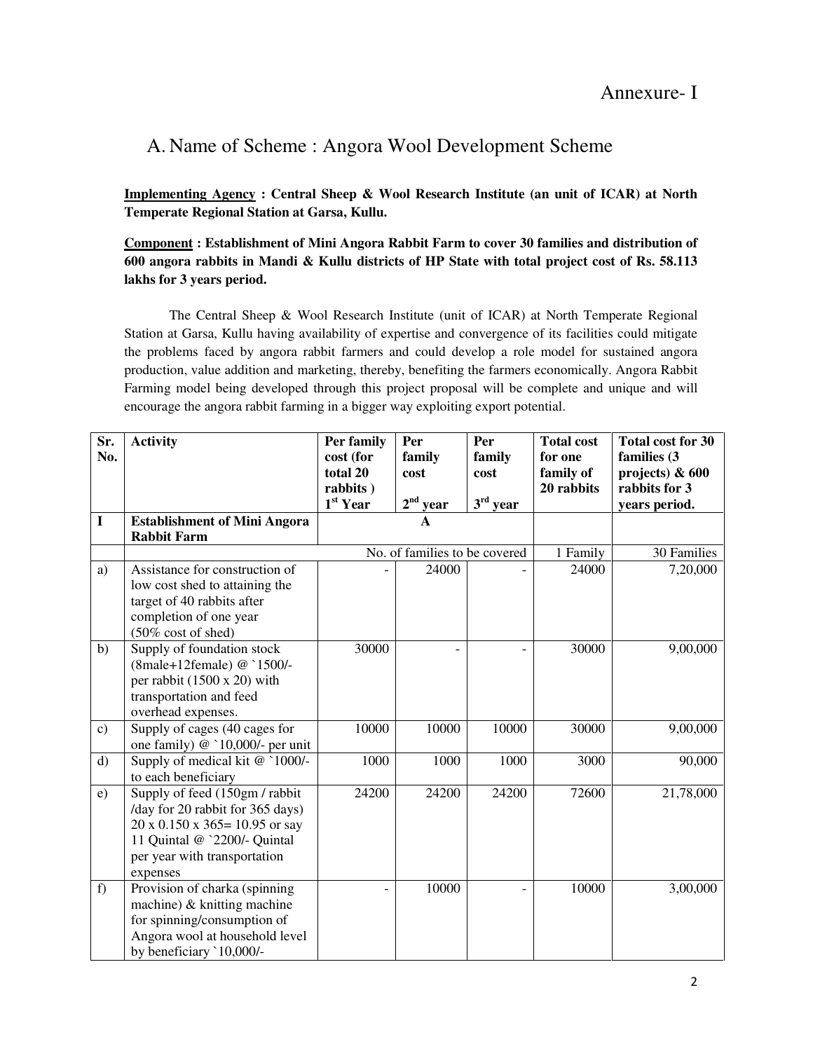Annexure- I

## A. Name of Scheme : Angora Wool Development Scheme

**Implementing Agency : Central Sheep & Wool Research Institute (an unit of ICAR) at North Temperate Regional Station at Garsa, Kullu.**

**Component : Establishment of Mini Angora Rabbit Farm to cover 30 families and distribution of 600 angora rabbits in Mandi & Kullu districts of HP State with total project cost of Rs. 58.113 lakhs for 3 years period.**

The Central Sheep & Wool Research Institute (unit of ICAR) at North Temperate Regional Station at Garsa, Kullu having availability of expertise and convergence of its facilities could mitigate the problems faced by angora rabbit farmers and could develop a role model for sustained angora production, value addition and marketing, thereby, benefiting the farmers economically. Angora Rabbit Farming model being developed through this project proposal will be complete and unique and will encourage the angora rabbit farming in a bigger way exploiting export potential.

| Sr. No. | Activity | Per family cost (for total 20 rabbits) 1st Year | Per family cost 2nd year | Per family cost 3rd year | Total cost for one family of 20 rabbits | Total cost for 30 families (3 projects) & 600 rabbits for 3 years period. |
|---|---|---|---|---|---|---|
| **I** | **Establishment of Mini Angora Rabbit Farm** | **A** | | | | |
| | | No. of families to be covered | | | 1 Family | 30 Families |
| a) | Assistance for construction of low cost shed to attaining the target of 40 rabbits after completion of one year (50% cost of shed) | - | 24000 | - | 24000 | 7,20,000 |
| b) | Supply of foundation stock (8male+12female) @ `1500/- per rabbit (1500 x 20) with transportation and feed overhead expenses. | 30000 | - | - | 30000 | 9,00,000 |
| c) | Supply of cages (40 cages for one family) @ `10,000/- per unit | 10000 | 10000 | 10000 | 30000 | 9,00,000 |
| d) | Supply of medical kit @ `1000/- to each beneficiary | 1000 | 1000 | 1000 | 3000 | 90,000 |
| e) | Supply of feed (150gm / rabbit /day for 20 rabbit for 365 days) 20 x 0.150 x 365= 10.95 or say 11 Quintal @ `2200/- Quintal per year with transportation expenses | 24200 | 24200 | 24200 | 72600 | 21,78,000 |
| f) | Provision of charka (spinning machine) & knitting machine for spinning/consumption of Angora wool at household level by beneficiary `10,000/- | - | 10000 | - | 10000 | 3,00,000 |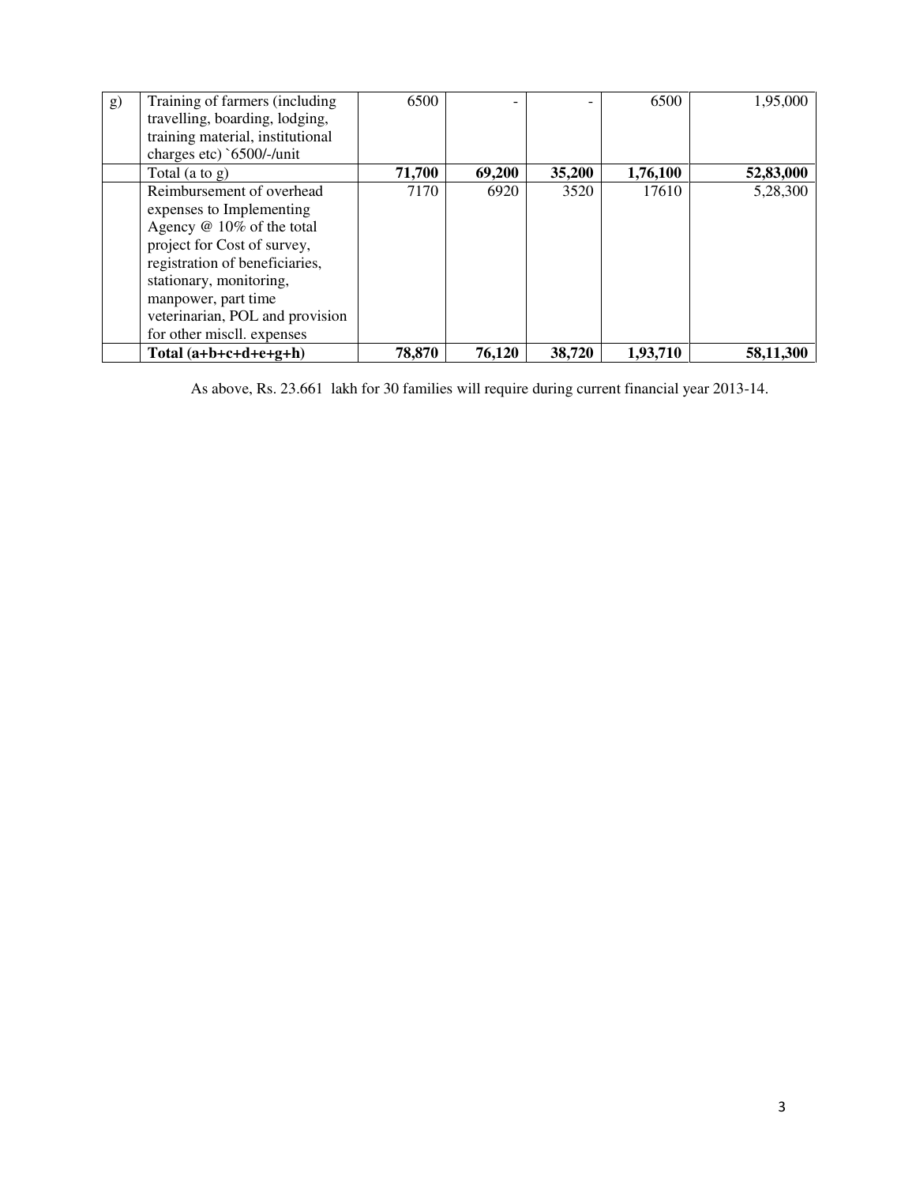| g) | Training of farmers (including travelling, boarding, lodging, training material, institutional charges etc) `6500/-/unit | 6500 | - | - | 6500 | 1,95,000 |
|---|---|---|---|---|---|---|
| | Total (a to g) | **71,700** | **69,200** | **35,200** | **1,76,100** | **52,83,000** |
| | Reimbursement of overhead expenses to Implementing Agency @ 10% of the total project for Cost of survey, registration of beneficiaries, stationary, monitoring, manpower, part time veterinarian, POL and provision for other miscll. expenses | 7170 | 6920 | 3520 | 17610 | 5,28,300 |
| | **Total (a+b+c+d+e+g+h)** | **78,870** | **76,120** | **38,720** | **1,93,710** | **58,11,300** |

As above, Rs. 23.661 lakh for 30 families will require during current financial year 2013-14.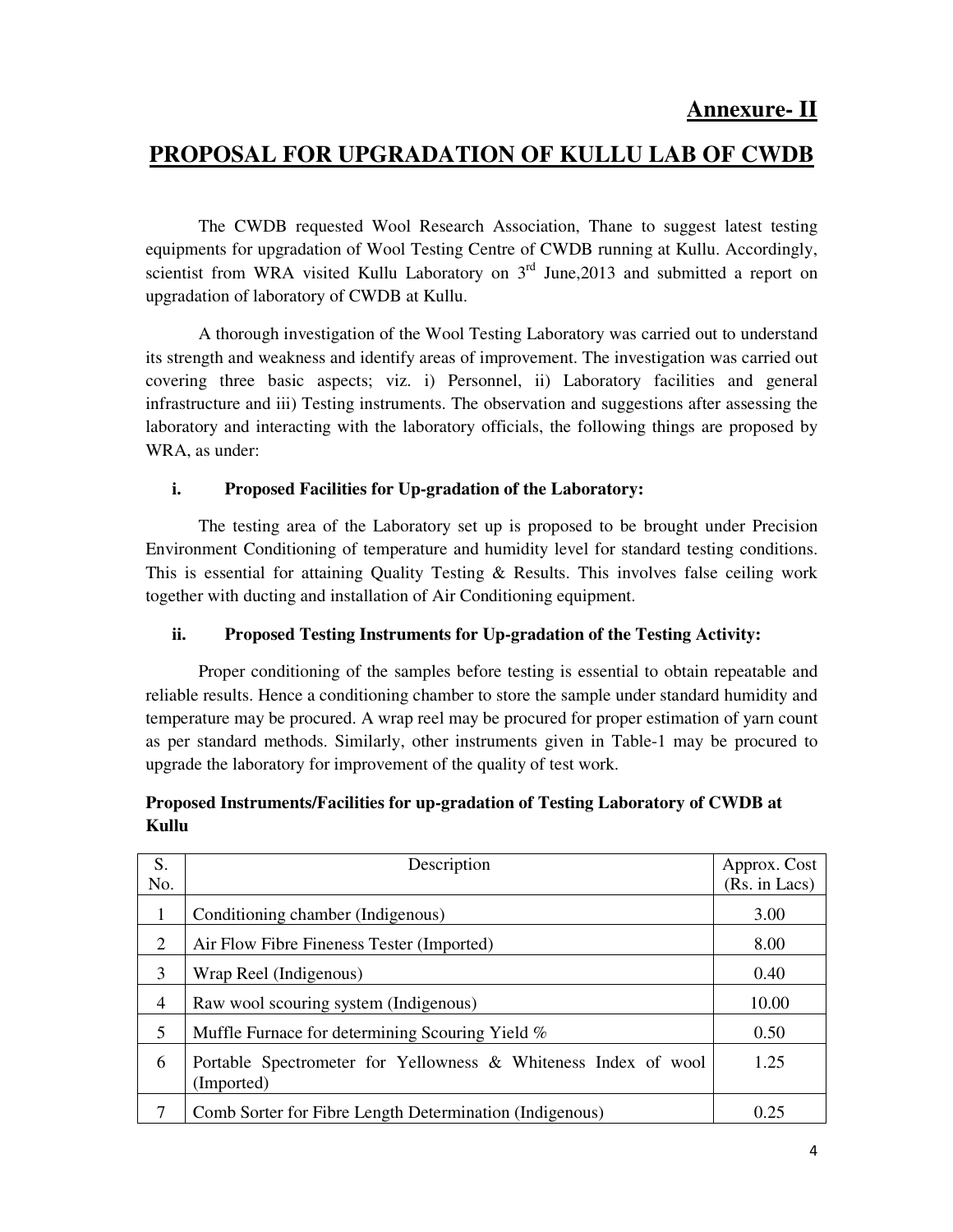**Annexure- II**

# PROPOSAL FOR UPGRADATION OF KULLU LAB OF CWDB

The CWDB requested Wool Research Association, Thane to suggest latest testing equipments for upgradation of Wool Testing Centre of CWDB running at Kullu. Accordingly, scientist from WRA visited Kullu Laboratory on 3rd June,2013 and submitted a report on upgradation of laboratory of CWDB at Kullu.

A thorough investigation of the Wool Testing Laboratory was carried out to understand its strength and weakness and identify areas of improvement. The investigation was carried out covering three basic aspects; viz. i) Personnel, ii) Laboratory facilities and general infrastructure and iii) Testing instruments. The observation and suggestions after assessing the laboratory and interacting with the laboratory officials, the following things are proposed by WRA, as under:

### i. Proposed Facilities for Up-gradation of the Laboratory:

The testing area of the Laboratory set up is proposed to be brought under Precision Environment Conditioning of temperature and humidity level for standard testing conditions. This is essential for attaining Quality Testing & Results. This involves false ceiling work together with ducting and installation of Air Conditioning equipment.

### ii. Proposed Testing Instruments for Up-gradation of the Testing Activity:

Proper conditioning of the samples before testing is essential to obtain repeatable and reliable results. Hence a conditioning chamber to store the sample under standard humidity and temperature may be procured. A wrap reel may be procured for proper estimation of yarn count as per standard methods. Similarly, other instruments given in Table-1 may be procured to upgrade the laboratory for improvement of the quality of test work.

**Proposed Instruments/Facilities for up-gradation of Testing Laboratory of CWDB at Kullu**

| S. No. | Description | Approx. Cost (Rs. in Lacs) |
|---|---|---|
| 1 | Conditioning chamber (Indigenous) | 3.00 |
| 2 | Air Flow Fibre Fineness Tester (Imported) | 8.00 |
| 3 | Wrap Reel (Indigenous) | 0.40 |
| 4 | Raw wool scouring system (Indigenous) | 10.00 |
| 5 | Muffle Furnace for determining Scouring Yield % | 0.50 |
| 6 | Portable Spectrometer for Yellowness & Whiteness Index of wool (Imported) | 1.25 |
| 7 | Comb Sorter for Fibre Length Determination (Indigenous) | 0.25 |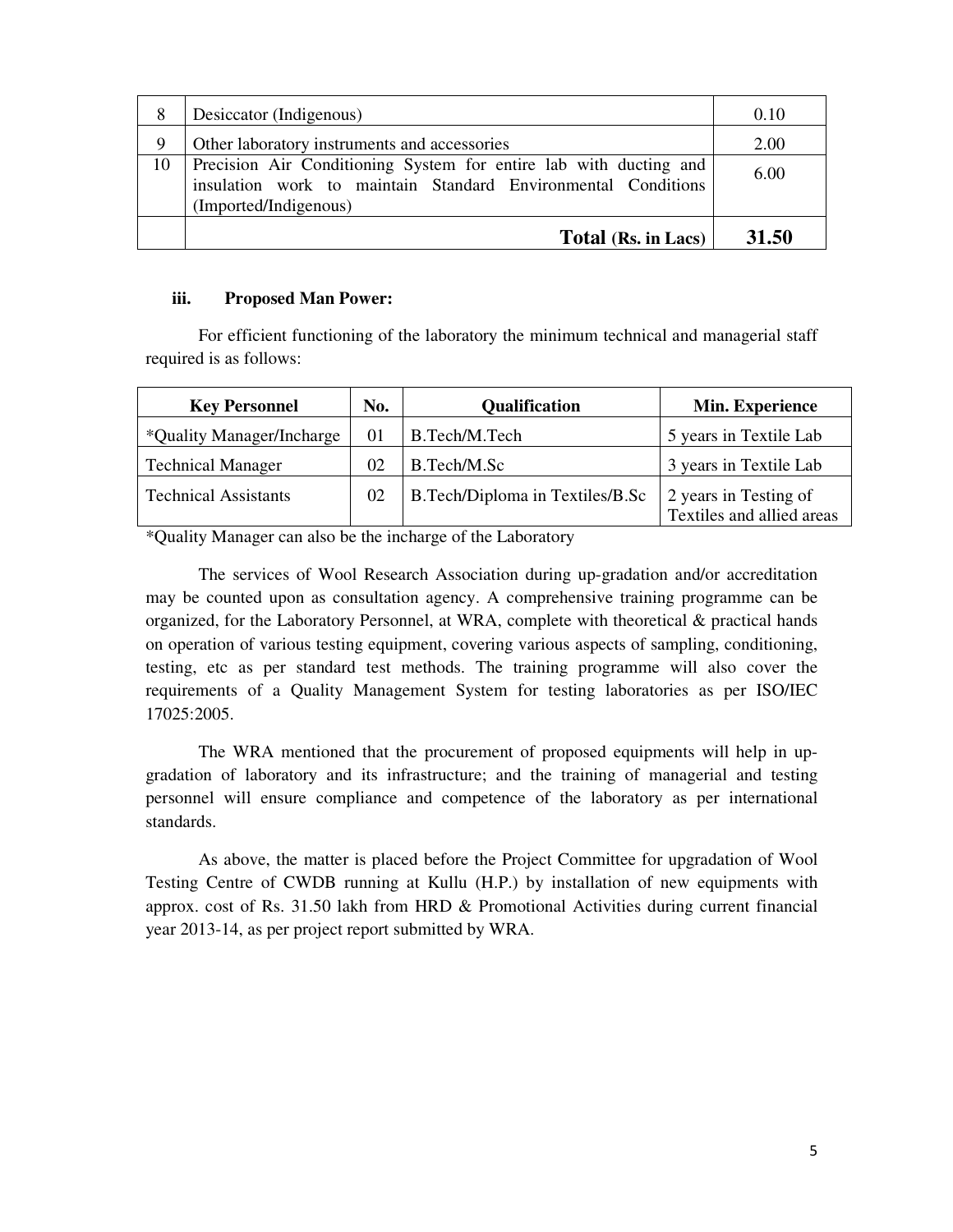| 8 | Desiccator (Indigenous) | 0.10 |
|---|---|---|
| 9 | Other laboratory instruments and accessories | 2.00 |
| 10 | Precision Air Conditioning System for entire lab with ducting and insulation work to maintain Standard Environmental Conditions (Imported/Indigenous) | 6.00 |
| | **Total (Rs. in Lacs)** | **31.50** |

**iii. Proposed Man Power:**

For efficient functioning of the laboratory the minimum technical and managerial staff required is as follows:

| Key Personnel | No. | Qualification | Min. Experience |
|---|---|---|---|
| *Quality Manager/Incharge | 01 | B.Tech/M.Tech | 5 years in Textile Lab |
| Technical Manager | 02 | B.Tech/M.Sc | 3 years in Textile Lab |
| Technical Assistants | 02 | B.Tech/Diploma in Textiles/B.Sc | 2 years in Testing of Textiles and allied areas |

*Quality Manager can also be the incharge of the Laboratory

The services of Wool Research Association during up-gradation and/or accreditation may be counted upon as consultation agency. A comprehensive training programme can be organized, for the Laboratory Personnel, at WRA, complete with theoretical & practical hands on operation of various testing equipment, covering various aspects of sampling, conditioning, testing, etc as per standard test methods. The training programme will also cover the requirements of a Quality Management System for testing laboratories as per ISO/IEC 17025:2005.

The WRA mentioned that the procurement of proposed equipments will help in up-gradation of laboratory and its infrastructure; and the training of managerial and testing personnel will ensure compliance and competence of the laboratory as per international standards.

As above, the matter is placed before the Project Committee for upgradation of Wool Testing Centre of CWDB running at Kullu (H.P.) by installation of new equipments with approx. cost of Rs. 31.50 lakh from HRD & Promotional Activities during current financial year 2013-14, as per project report submitted by WRA.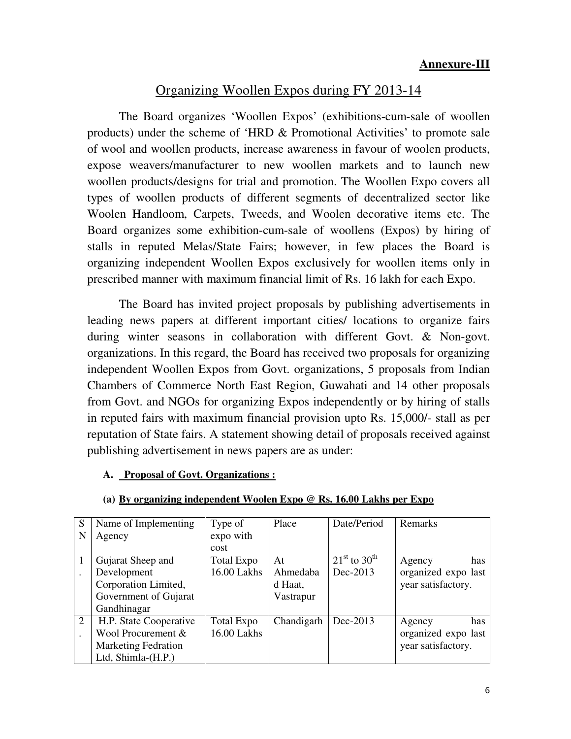**Annexure-III**

# Organizing Woollen Expos during FY 2013-14

The Board organizes 'Woollen Expos' (exhibitions-cum-sale of woollen products) under the scheme of 'HRD & Promotional Activities' to promote sale of wool and woollen products, increase awareness in favour of woolen products, expose weavers/manufacturer to new woollen markets and to launch new woollen products/designs for trial and promotion. The Woollen Expo covers all types of woollen products of different segments of decentralized sector like Woolen Handloom, Carpets, Tweeds, and Woolen decorative items etc. The Board organizes some exhibition-cum-sale of woollens (Expos) by hiring of stalls in reputed Melas/State Fairs; however, in few places the Board is organizing independent Woollen Expos exclusively for woollen items only in prescribed manner with maximum financial limit of Rs. 16 lakh for each Expo.

The Board has invited project proposals by publishing advertisements in leading news papers at different important cities/ locations to organize fairs during winter seasons in collaboration with different Govt. & Non-govt. organizations. In this regard, the Board has received two proposals for organizing independent Woollen Expos from Govt. organizations, 5 proposals from Indian Chambers of Commerce North East Region, Guwahati and 14 other proposals from Govt. and NGOs for organizing Expos independently or by hiring of stalls in reputed fairs with maximum financial provision upto Rs. 15,000/- stall as per reputation of State fairs. A statement showing detail of proposals received against publishing advertisement in news papers are as under:

**A. Proposal of Govt. Organizations :**

**(a) By organizing independent Woolen Expo @ Rs. 16.00 Lakhs per Expo**

| SN | Name of Implementing Agency | Type of expo with cost | Place | Date/Period | Remarks |
|---|---|---|---|---|---|
| 1. | Gujarat Sheep and Development Corporation Limited, Government of Gujarat Gandhinagar | Total Expo 16.00 Lakhs | At Ahmedabad Haat, Vastrapur | 21st to 30th Dec-2013 | Agency has organized expo last year satisfactory. |
| 2. | H.P. State Cooperative Wool Procurement & Marketing Fedration Ltd, Shimla-(H.P.) | Total Expo 16.00 Lakhs | Chandigarh | Dec-2013 | Agency has organized expo last year satisfactory. |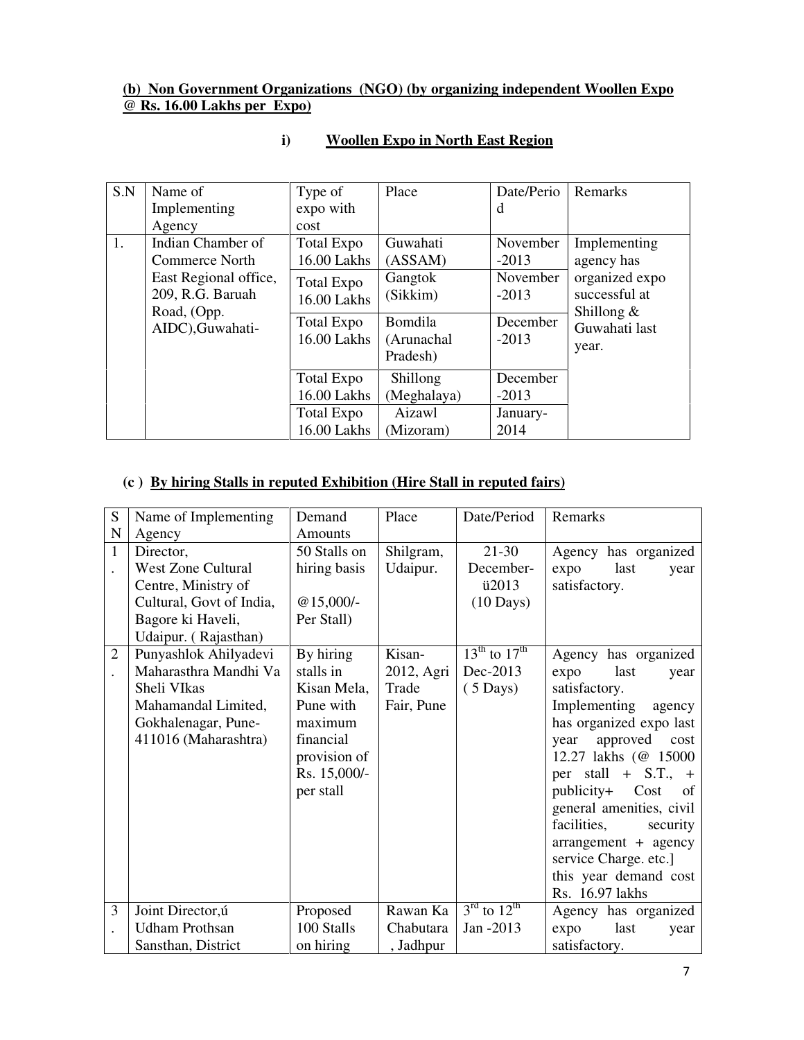**(b) Non Government Organizations (NGO) (by organizing independent Woollen Expo @ Rs. 16.00 Lakhs per Expo)**

**i) Woollen Expo in North East Region**

| S.N | Name of Implementing Agency | Type of expo with cost | Place | Date/Period | Remarks |
|---|---|---|---|---|---|
| 1. | Indian Chamber of Commerce North East Regional office, 209, R.G. Baruah Road, (Opp. AIDC),Guwahati- | Total Expo 16.00 Lakhs | Guwahati (ASSAM) | November -2013 | Implementing agency has organized expo successful at Shillong & Guwahati last year. |
| | | Total Expo 16.00 Lakhs | Gangtok (Sikkim) | November -2013 | |
| | | Total Expo 16.00 Lakhs | Bomdila (Arunachal Pradesh) | December -2013 | |
| | | Total Expo 16.00 Lakhs | Shillong (Meghalaya) | December -2013 | |
| | | Total Expo 16.00 Lakhs | Aizawl (Mizoram) | January-2014 | |

**(c ) By hiring Stalls in reputed Exhibition (Hire Stall in reputed fairs)**

| SN | Name of Implementing Agency | Demand Amounts | Place | Date/Period | Remarks |
|---|---|---|---|---|---|
| 1. | Director, West Zone Cultural Centre, Ministry of Cultural, Govt of India, Bagore ki Haveli, Udaipur. ( Rajasthan) | 50 Stalls on hiring basis @15,000/- Per Stall) | Shilgram, Udaipur. | 21-30 December-ü2013 (10 Days) | Agency has organized expo last year satisfactory. |
| 2. | Punyashlok Ahilyadevi Maharasthra Mandhi Va Sheli VIkas Mahamandal Limited, Gokhalenagar, Pune-411016 (Maharashtra) | By hiring stalls in Kisan Mela, Pune with maximum financial provision of Rs. 15,000/- per stall | Kisan-2012, Agri Trade Fair, Pune | 13th to 17th Dec-2013 ( 5 Days) | Agency has organized expo last year satisfactory. Implementing agency has organized expo last year approved cost 12.27 lakhs (@ 15000 per stall + S.T., + publicity+ Cost of general amenities, civil facilities, security arrangement + agency service Charge. etc.] this year demand cost Rs. 16.97 lakhs |
| 3. | Joint Director,ú Udham Prothsan Sansthan, District | Proposed 100 Stalls on hiring | Rawan Ka Chabutara , Jadhpur | 3rd to 12th Jan -2013 | Agency has organized expo last year satisfactory. |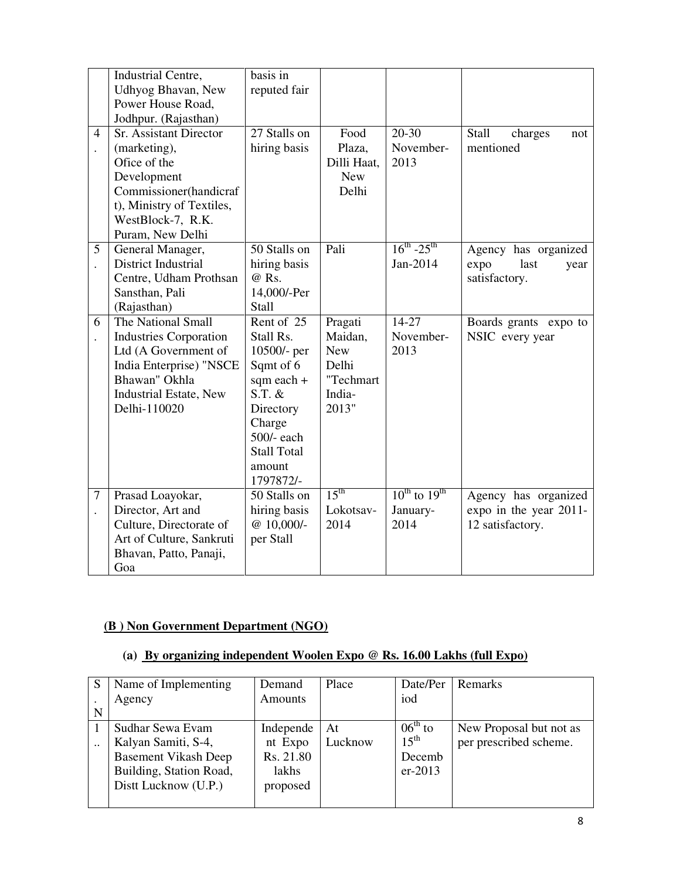|  | Industrial Centre, Udhyog Bhavan, New Power House Road, Jodhpur. (Rajasthan) | basis in reputed fair |  |  |  |
| --- | --- | --- | --- | --- | --- |
| 4. | Sr. Assistant Director (marketing), Ofice of the Development Commissioner(handicraft), Ministry of Textiles, WestBlock-7, R.K. Puram, New Delhi | 27 Stalls on hiring basis | Food Plaza, Dilli Haat, New Delhi | 20-30 November-2013 | Stall charges not mentioned |
| 5. | General Manager, District Industrial Centre, Udham Prothsan Sansthan, Pali (Rajasthan) | 50 Stalls on hiring basis @ Rs. 14,000/-Per Stall | Pali | 16th -25th Jan-2014 | Agency has organized expo last year satisfactory. |
| 6. | The National Small Industries Corporation Ltd (A Government of India Enterprise) "NSCE Bhawan" Okhla Industrial Estate, New Delhi-110020 | Rent of 25 Stall Rs. 10500/- per Sqmt of 6 sqm each + S.T. & Directory Charge 500/- each Stall Total amount 1797872/- | Pragati Maidan, New Delhi "Techmart India-2013" | 14-27 November-2013 | Boards grants expo to NSIC every year |
| 7. | Prasad Loayokar, Director, Art and Culture, Directorate of Art of Culture, Sankruti Bhavan, Patto, Panaji, Goa | 50 Stalls on hiring basis @ 10,000/- per Stall | 15th Lokotsav-2014 | 10th to 19th January-2014 | Agency has organized expo in the year 2011-12 satisfactory. |

## (B ) Non Government Department (NGO)

### (a) By organizing independent Woolen Expo @ Rs. 16.00 Lakhs (full Expo)

| S.N | Name of Implementing Agency | Demand Amounts | Place | Date/Period | Remarks |
| --- | --- | --- | --- | --- | --- |
| 1.. | Sudhar Sewa Evam Kalyan Samiti, S-4, Basement Vikash Deep Building, Station Road, Distt Lucknow (U.P.) | Independent Expo Rs. 21.80 lakhs proposed | At Lucknow | 06th to 15th December-2013 | New Proposal but not as per prescribed scheme. |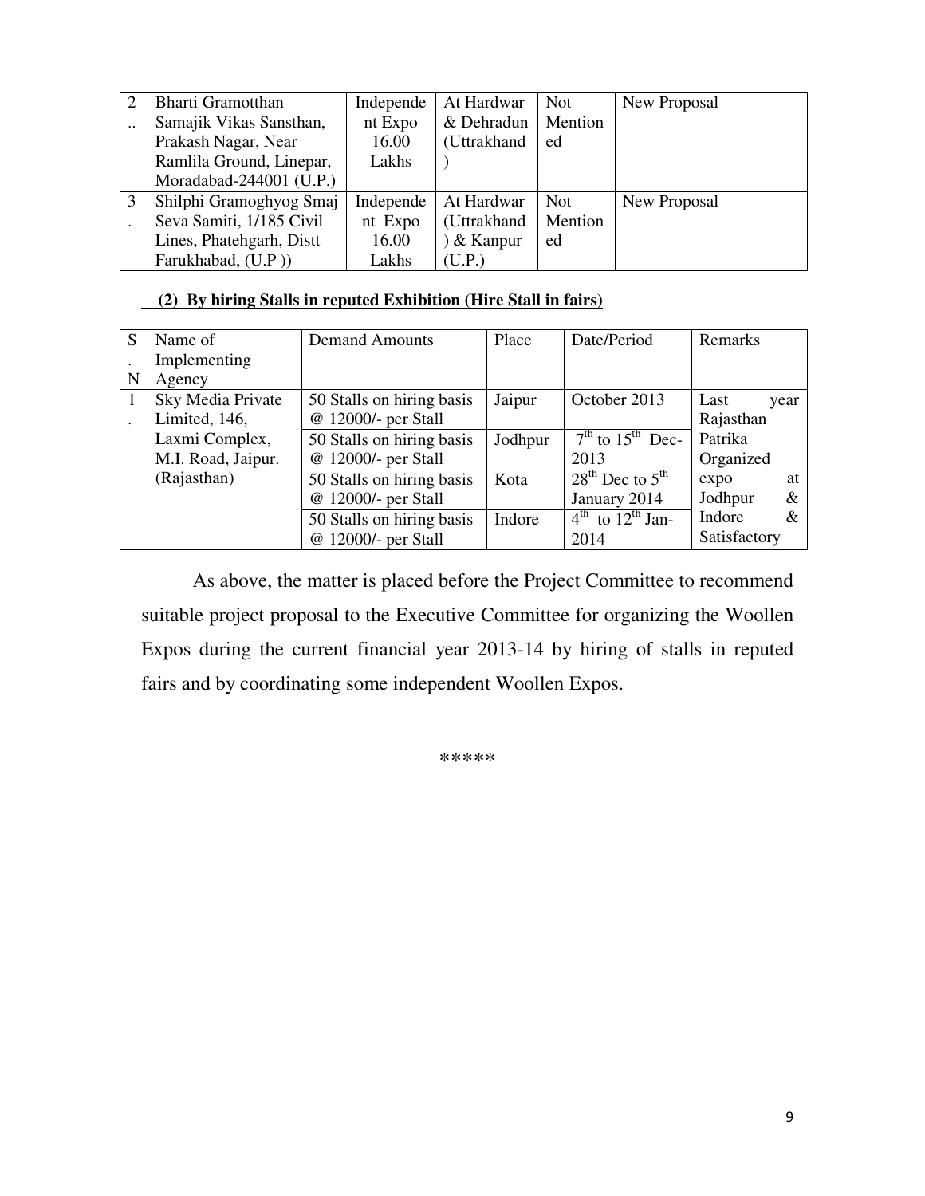| | | | | | |
|---|---|---|---|---|---|
| 2.. | Bharti Gramotthan Samajik Vikas Sansthan, Prakash Nagar, Near Ramlila Ground, Linepar, Moradabad-244001 (U.P.) | Independent Expo 16.00 Lakhs | At Hardwar & Dehradun (Uttrakhand) | Not Mentioned | New Proposal |
| 3. | Shilphi Gramoghyog Smaj Seva Samiti, 1/185 Civil Lines, Phatehgarh, Distt Farukhabad, (U.P )) | Independent Expo 16.00 Lakhs | At Hardwar (Uttrakhand) & Kanpur (U.P.) | Not Mentioned | New Proposal |

**(2) By hiring Stalls in reputed Exhibition (Hire Stall in fairs)**

| S.N | Name of Implementing Agency | Demand Amounts | Place | Date/Period | Remarks |
|---|---|---|---|---|---|
| 1. | Sky Media Private Limited, 146, Laxmi Complex, M.I. Road, Jaipur. (Rajasthan) | 50 Stalls on hiring basis @ 12000/- per Stall | Jaipur | October 2013 | Last year Rajasthan Patrika Organized expo at Jodhpur & Indore & Satisfactory |
| | | 50 Stalls on hiring basis @ 12000/- per Stall | Jodhpur | 7th to 15th Dec-2013 | |
| | | 50 Stalls on hiring basis @ 12000/- per Stall | Kota | 28th Dec to 5th January 2014 | |
| | | 50 Stalls on hiring basis @ 12000/- per Stall | Indore | 4th to 12th Jan-2014 | |

As above, the matter is placed before the Project Committee to recommend suitable project proposal to the Executive Committee for organizing the Woollen Expos during the current financial year 2013-14 by hiring of stalls in reputed fairs and by coordinating some independent Woollen Expos.

*****